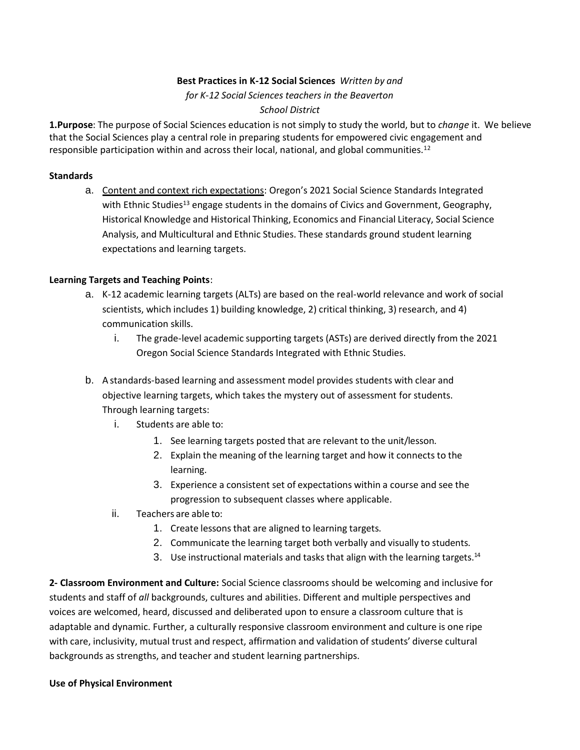**Best Practices in K-12 Social Sciences** *Written by and for K-12 Social Sciences teachers in the Beaverton School District*

**1.Purpose**: The purpose of Social Sciences education is not simply to study the world, but to *change* it. We believe that the Social Sciences play a central role in preparing students for empowered civic engagement and responsible participation within and across their local, national, and global communities.[12]

**Standards**

a. Content and context rich expectations: Oregon's 2021 Social Science Standards Integrated with Ethnic Studies[13] engage students in the domains of Civics and Government, Geography, Historical Knowledge and Historical Thinking, Economics and Financial Literacy, Social Science Analysis, and Multicultural and Ethnic Studies. These standards ground student learning expectations and learning targets.

**Learning Targets and Teaching Points**:

a. K-12 academic learning targets (ALTs) are based on the real-world relevance and work of social scientists, which includes 1) building knowledge, 2) critical thinking, 3) research, and 4) communication skills.
   i. The grade-level academic supporting targets (ASTs) are derived directly from the 2021 Oregon Social Science Standards Integrated with Ethnic Studies.

b. A standards-based learning and assessment model provides students with clear and objective learning targets, which takes the mystery out of assessment for students. Through learning targets:
   i. Students are able to:
      1. See learning targets posted that are relevant to the unit/lesson.
      2. Explain the meaning of the learning target and how it connects to the learning.
      3. Experience a consistent set of expectations within a course and see the progression to subsequent classes where applicable.
   ii. Teachers are able to:
      1. Create lessons that are aligned to learning targets.
      2. Communicate the learning target both verbally and visually to students.
      3. Use instructional materials and tasks that align with the learning targets.[14]

**2- Classroom Environment and Culture:** Social Science classrooms should be welcoming and inclusive for students and staff of *all* backgrounds, cultures and abilities. Different and multiple perspectives and voices are welcomed, heard, discussed and deliberated upon to ensure a classroom culture that is adaptable and dynamic. Further, a culturally responsive classroom environment and culture is one ripe with care, inclusivity, mutual trust and respect, affirmation and validation of students' diverse cultural backgrounds as strengths, and teacher and student learning partnerships.

**Use of Physical Environment**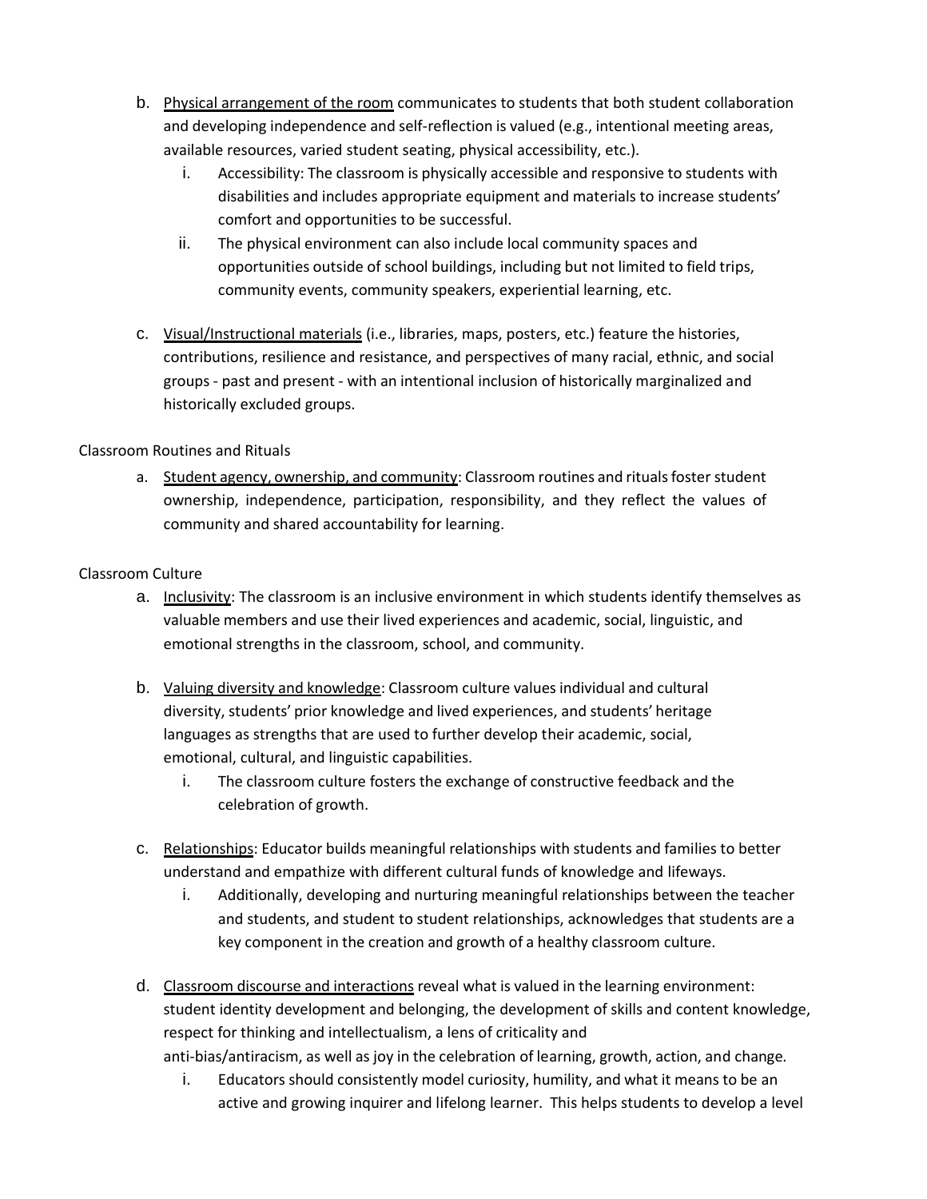b. <u>Physical arrangement of the room</u> communicates to students that both student collaboration and developing independence and self-reflection is valued (e.g., intentional meeting areas, available resources, varied student seating, physical accessibility, etc.).

   i. Accessibility: The classroom is physically accessible and responsive to students with disabilities and includes appropriate equipment and materials to increase students' comfort and opportunities to be successful.

   ii. The physical environment can also include local community spaces and opportunities outside of school buildings, including but not limited to field trips, community events, community speakers, experiential learning, etc.

c. <u>Visual/Instructional materials</u> (i.e., libraries, maps, posters, etc.) feature the histories, contributions, resilience and resistance, and perspectives of many racial, ethnic, and social groups - past and present - with an intentional inclusion of historically marginalized and historically excluded groups.

Classroom Routines and Rituals

a. <u>Student agency, ownership, and community</u>: Classroom routines and rituals foster student ownership, independence, participation, responsibility, and they reflect the values of community and shared accountability for learning.

Classroom Culture

a. <u>Inclusivity</u>: The classroom is an inclusive environment in which students identify themselves as valuable members and use their lived experiences and academic, social, linguistic, and emotional strengths in the classroom, school, and community.

b. <u>Valuing diversity and knowledge</u>: Classroom culture values individual and cultural diversity, students' prior knowledge and lived experiences, and students' heritage languages as strengths that are used to further develop their academic, social, emotional, cultural, and linguistic capabilities.

   i. The classroom culture fosters the exchange of constructive feedback and the celebration of growth.

c. <u>Relationships</u>: Educator builds meaningful relationships with students and families to better understand and empathize with different cultural funds of knowledge and lifeways.

   i. Additionally, developing and nurturing meaningful relationships between the teacher and students, and student to student relationships, acknowledges that students are a key component in the creation and growth of a healthy classroom culture.

d. <u>Classroom discourse and interactions</u> reveal what is valued in the learning environment: student identity development and belonging, the development of skills and content knowledge, respect for thinking and intellectualism, a lens of criticality and anti-bias/antiracism, as well as joy in the celebration of learning, growth, action, and change.

   i. Educators should consistently model curiosity, humility, and what it means to be an active and growing inquirer and lifelong learner. This helps students to develop a level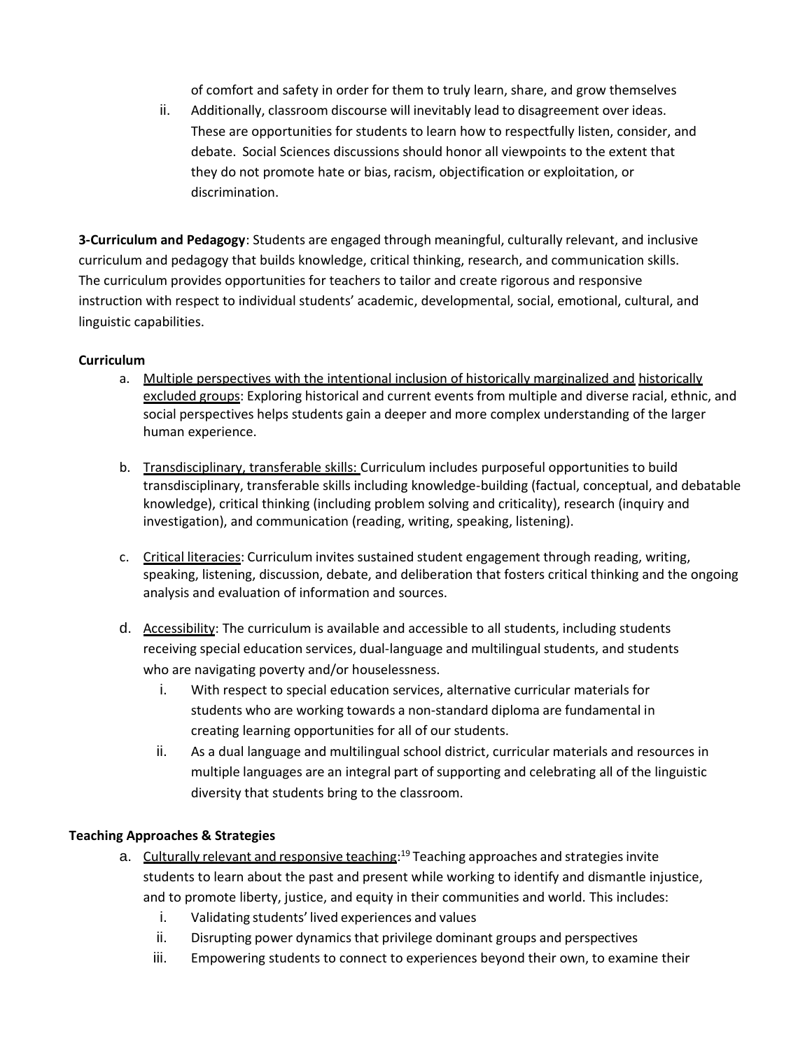of comfort and safety in order for them to truly learn, share, and grow themselves

ii. Additionally, classroom discourse will inevitably lead to disagreement over ideas. These are opportunities for students to learn how to respectfully listen, consider, and debate. Social Sciences discussions should honor all viewpoints to the extent that they do not promote hate or bias, racism, objectification or exploitation, or discrimination.

**3-Curriculum and Pedagogy**: Students are engaged through meaningful, culturally relevant, and inclusive curriculum and pedagogy that builds knowledge, critical thinking, research, and communication skills. The curriculum provides opportunities for teachers to tailor and create rigorous and responsive instruction with respect to individual students' academic, developmental, social, emotional, cultural, and linguistic capabilities.

**Curriculum**

a. Multiple perspectives with the intentional inclusion of historically marginalized and historically excluded groups: Exploring historical and current events from multiple and diverse racial, ethnic, and social perspectives helps students gain a deeper and more complex understanding of the larger human experience.

b. Transdisciplinary, transferable skills: Curriculum includes purposeful opportunities to build transdisciplinary, transferable skills including knowledge-building (factual, conceptual, and debatable knowledge), critical thinking (including problem solving and criticality), research (inquiry and investigation), and communication (reading, writing, speaking, listening).

c. Critical literacies: Curriculum invites sustained student engagement through reading, writing, speaking, listening, discussion, debate, and deliberation that fosters critical thinking and the ongoing analysis and evaluation of information and sources.

d. Accessibility: The curriculum is available and accessible to all students, including students receiving special education services, dual-language and multilingual students, and students who are navigating poverty and/or houselessness.
   i. With respect to special education services, alternative curricular materials for students who are working towards a non-standard diploma are fundamental in creating learning opportunities for all of our students.
   ii. As a dual language and multilingual school district, curricular materials and resources in multiple languages are an integral part of supporting and celebrating all of the linguistic diversity that students bring to the classroom.

**Teaching Approaches & Strategies**

a. Culturally relevant and responsive teaching:[19] Teaching approaches and strategies invite students to learn about the past and present while working to identify and dismantle injustice, and to promote liberty, justice, and equity in their communities and world. This includes:
   i. Validating students' lived experiences and values
   ii. Disrupting power dynamics that privilege dominant groups and perspectives
   iii. Empowering students to connect to experiences beyond their own, to examine their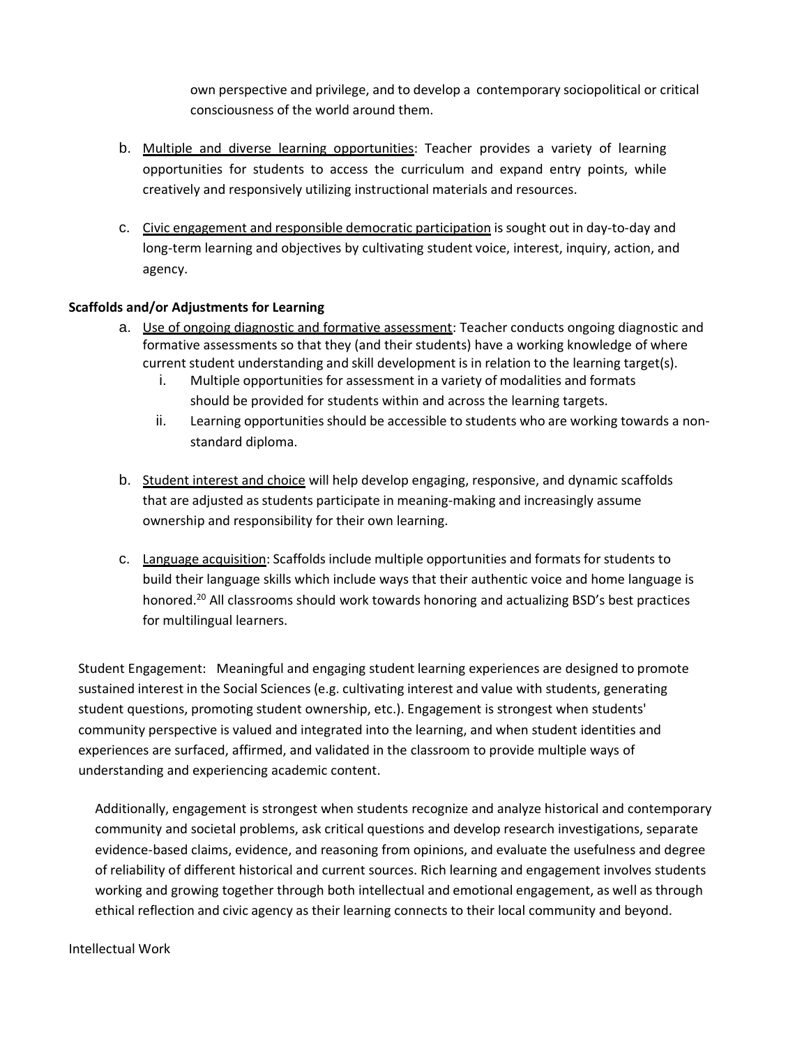own perspective and privilege, and to develop a contemporary sociopolitical or critical consciousness of the world around them.

b. Multiple and diverse learning opportunities: Teacher provides a variety of learning opportunities for students to access the curriculum and expand entry points, while creatively and responsively utilizing instructional materials and resources.

c. Civic engagement and responsible democratic participation is sought out in day-to-day and long-term learning and objectives by cultivating student voice, interest, inquiry, action, and agency.

**Scaffolds and/or Adjustments for Learning**

a. Use of ongoing diagnostic and formative assessment: Teacher conducts ongoing diagnostic and formative assessments so that they (and their students) have a working knowledge of where current student understanding and skill development is in relation to the learning target(s).
   i. Multiple opportunities for assessment in a variety of modalities and formats should be provided for students within and across the learning targets.
   ii. Learning opportunities should be accessible to students who are working towards a non-standard diploma.

b. Student interest and choice will help develop engaging, responsive, and dynamic scaffolds that are adjusted as students participate in meaning-making and increasingly assume ownership and responsibility for their own learning.

c. Language acquisition: Scaffolds include multiple opportunities and formats for students to build their language skills which include ways that their authentic voice and home language is honored.[20] All classrooms should work towards honoring and actualizing BSD's best practices for multilingual learners.

Student Engagement: Meaningful and engaging student learning experiences are designed to promote sustained interest in the Social Sciences (e.g. cultivating interest and value with students, generating student questions, promoting student ownership, etc.). Engagement is strongest when students' community perspective is valued and integrated into the learning, and when student identities and experiences are surfaced, affirmed, and validated in the classroom to provide multiple ways of understanding and experiencing academic content.

Additionally, engagement is strongest when students recognize and analyze historical and contemporary community and societal problems, ask critical questions and develop research investigations, separate evidence-based claims, evidence, and reasoning from opinions, and evaluate the usefulness and degree of reliability of different historical and current sources. Rich learning and engagement involves students working and growing together through both intellectual and emotional engagement, as well as through ethical reflection and civic agency as their learning connects to their local community and beyond.

Intellectual Work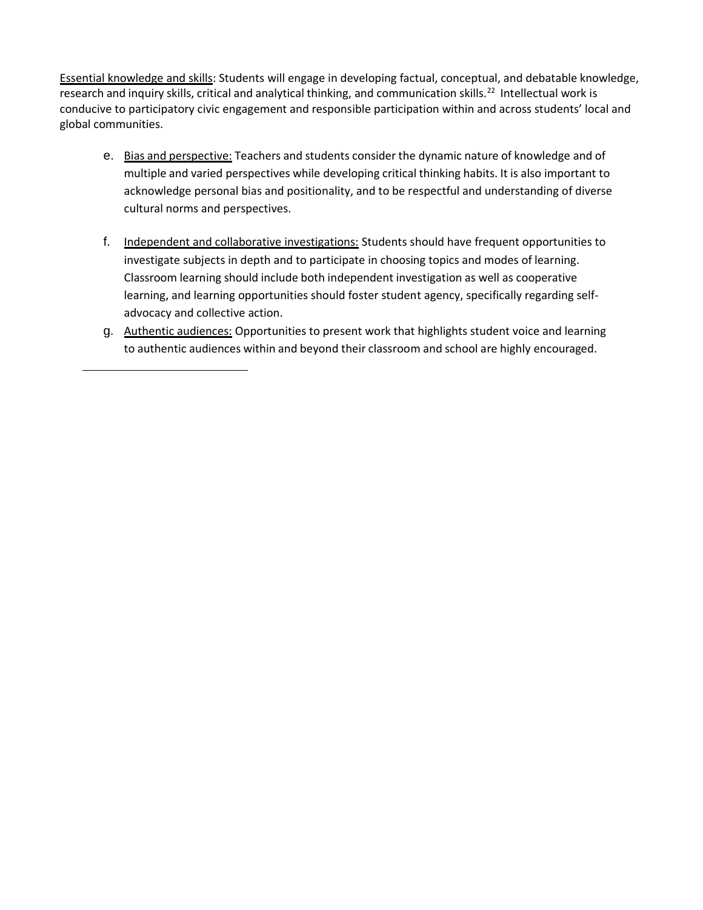Essential knowledge and skills: Students will engage in developing factual, conceptual, and debatable knowledge, research and inquiry skills, critical and analytical thinking, and communication skills.[22] Intellectual work is conducive to participatory civic engagement and responsible participation within and across students' local and global communities.

e. Bias and perspective: Teachers and students consider the dynamic nature of knowledge and of multiple and varied perspectives while developing critical thinking habits. It is also important to acknowledge personal bias and positionality, and to be respectful and understanding of diverse cultural norms and perspectives.

f. Independent and collaborative investigations: Students should have frequent opportunities to investigate subjects in depth and to participate in choosing topics and modes of learning. Classroom learning should include both independent investigation as well as cooperative learning, and learning opportunities should foster student agency, specifically regarding self-advocacy and collective action.

g. Authentic audiences: Opportunities to present work that highlights student voice and learning to authentic audiences within and beyond their classroom and school are highly encouraged.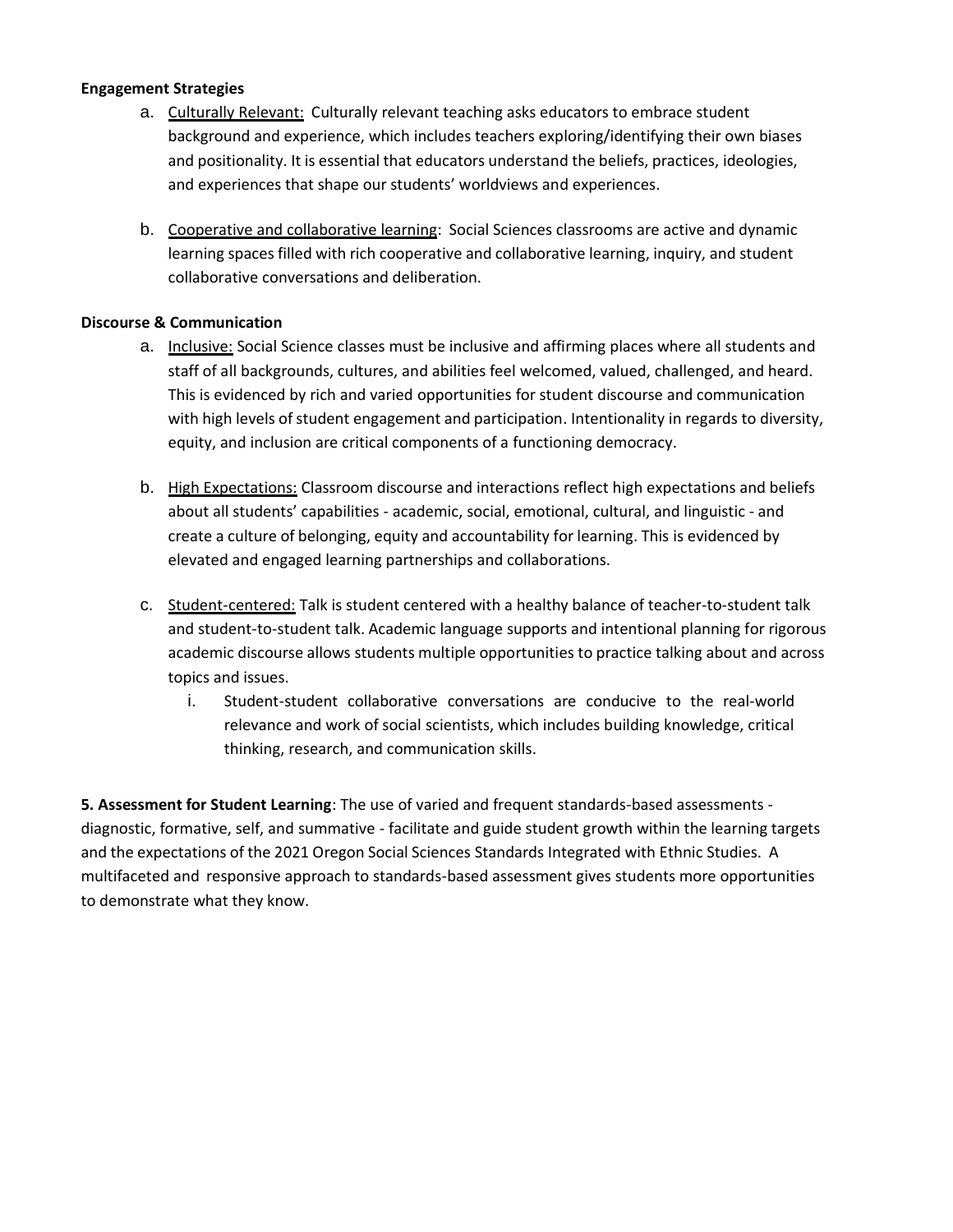**Engagement Strategies**

a. Culturally Relevant: Culturally relevant teaching asks educators to embrace student background and experience, which includes teachers exploring/identifying their own biases and positionality. It is essential that educators understand the beliefs, practices, ideologies, and experiences that shape our students' worldviews and experiences.

b. Cooperative and collaborative learning: Social Sciences classrooms are active and dynamic learning spaces filled with rich cooperative and collaborative learning, inquiry, and student collaborative conversations and deliberation.

**Discourse & Communication**

a. Inclusive: Social Science classes must be inclusive and affirming places where all students and staff of all backgrounds, cultures, and abilities feel welcomed, valued, challenged, and heard. This is evidenced by rich and varied opportunities for student discourse and communication with high levels of student engagement and participation. Intentionality in regards to diversity, equity, and inclusion are critical components of a functioning democracy.

b. High Expectations: Classroom discourse and interactions reflect high expectations and beliefs about all students' capabilities - academic, social, emotional, cultural, and linguistic - and create a culture of belonging, equity and accountability for learning. This is evidenced by elevated and engaged learning partnerships and collaborations.

c. Student-centered: Talk is student centered with a healthy balance of teacher-to-student talk and student-to-student talk. Academic language supports and intentional planning for rigorous academic discourse allows students multiple opportunities to practice talking about and across topics and issues.

   i. Student-student collaborative conversations are conducive to the real-world relevance and work of social scientists, which includes building knowledge, critical thinking, research, and communication skills.

**5. Assessment for Student Learning**: The use of varied and frequent standards-based assessments - diagnostic, formative, self, and summative - facilitate and guide student growth within the learning targets and the expectations of the 2021 Oregon Social Sciences Standards Integrated with Ethnic Studies. A multifaceted and responsive approach to standards-based assessment gives students more opportunities to demonstrate what they know.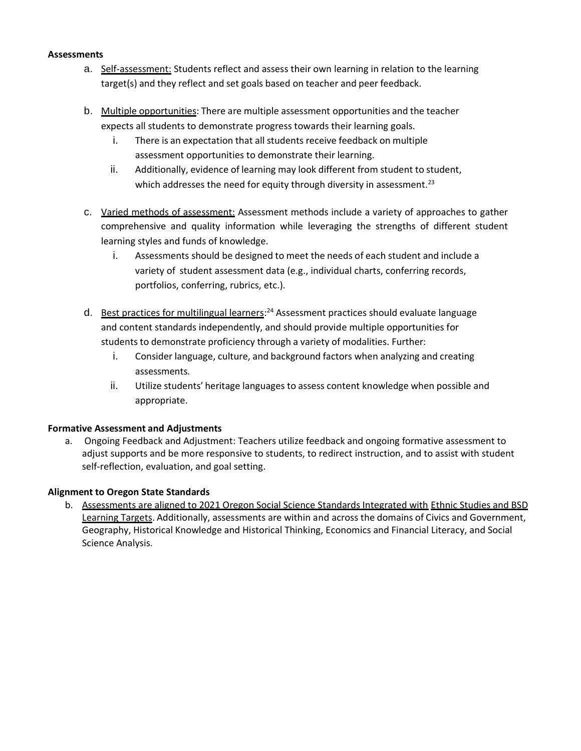**Assessments**

a. Self-assessment: Students reflect and assess their own learning in relation to the learning target(s) and they reflect and set goals based on teacher and peer feedback.

b. Multiple opportunities: There are multiple assessment opportunities and the teacher expects all students to demonstrate progress towards their learning goals.
   i. There is an expectation that all students receive feedback on multiple assessment opportunities to demonstrate their learning.
   ii. Additionally, evidence of learning may look different from student to student, which addresses the need for equity through diversity in assessment.[23]

c. Varied methods of assessment: Assessment methods include a variety of approaches to gather comprehensive and quality information while leveraging the strengths of different student learning styles and funds of knowledge.
   i. Assessments should be designed to meet the needs of each student and include a variety of student assessment data (e.g., individual charts, conferring records, portfolios, conferring, rubrics, etc.).

d. Best practices for multilingual learners:[24] Assessment practices should evaluate language and content standards independently, and should provide multiple opportunities for students to demonstrate proficiency through a variety of modalities. Further:
   i. Consider language, culture, and background factors when analyzing and creating assessments.
   ii. Utilize students' heritage languages to assess content knowledge when possible and appropriate.

**Formative Assessment and Adjustments**

a. Ongoing Feedback and Adjustment: Teachers utilize feedback and ongoing formative assessment to adjust supports and be more responsive to students, to redirect instruction, and to assist with student self-reflection, evaluation, and goal setting.

**Alignment to Oregon State Standards**

b. Assessments are aligned to 2021 Oregon Social Science Standards Integrated with Ethnic Studies and BSD Learning Targets. Additionally, assessments are within and across the domains of Civics and Government, Geography, Historical Knowledge and Historical Thinking, Economics and Financial Literacy, and Social Science Analysis.